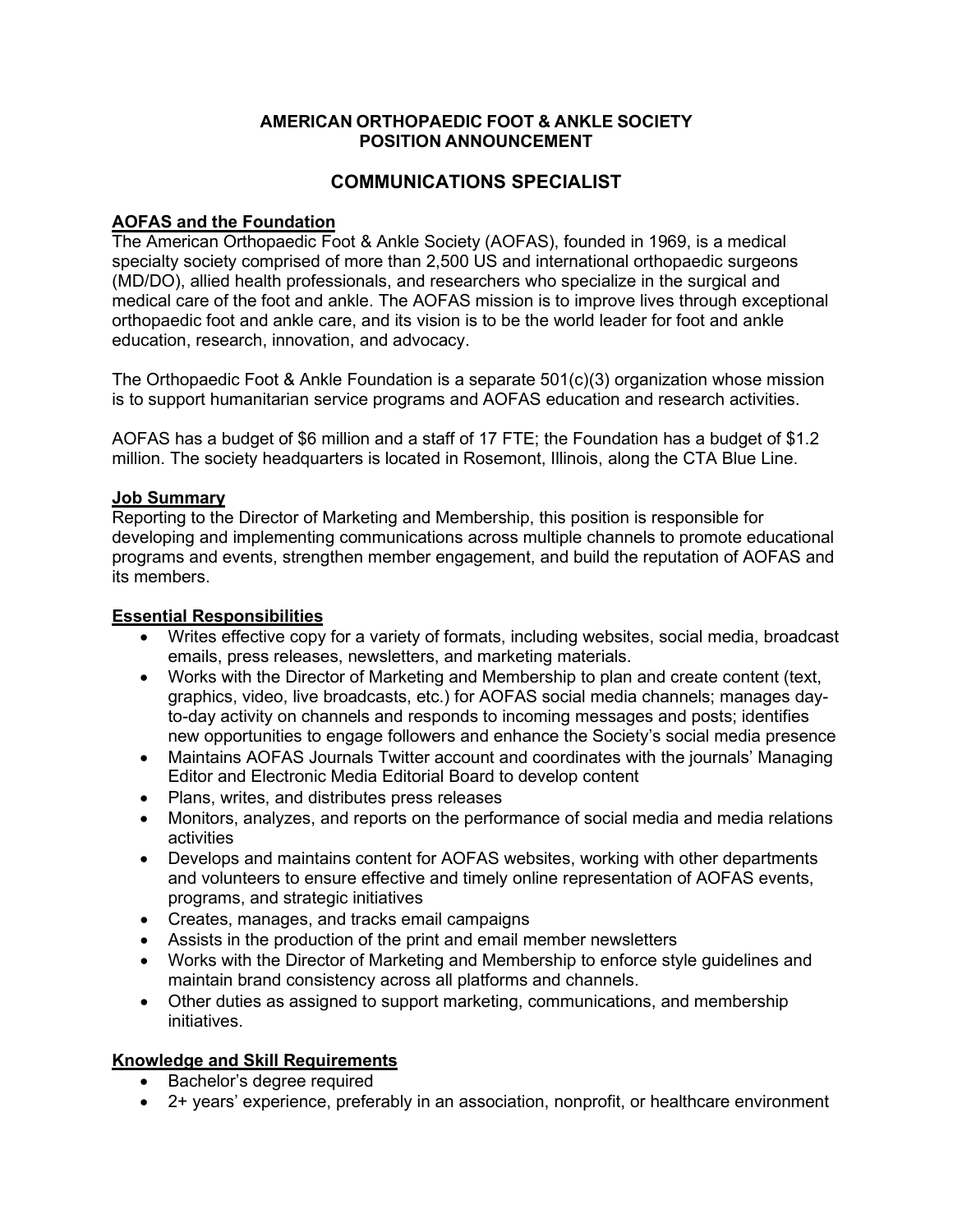# AMERICAN ORTHOPAEDIC FOOT & ANKLE SOCIETY
# POSITION ANNOUNCEMENT

## COMMUNICATIONS SPECIALIST

### AOFAS and the Foundation

The American Orthopaedic Foot & Ankle Society (AOFAS), founded in 1969, is a medical specialty society comprised of more than 2,500 US and international orthopaedic surgeons (MD/DO), allied health professionals, and researchers who specialize in the surgical and medical care of the foot and ankle. The AOFAS mission is to improve lives through exceptional orthopaedic foot and ankle care, and its vision is to be the world leader for foot and ankle education, research, innovation, and advocacy.

The Orthopaedic Foot & Ankle Foundation is a separate 501(c)(3) organization whose mission is to support humanitarian service programs and AOFAS education and research activities.

AOFAS has a budget of $6 million and a staff of 17 FTE; the Foundation has a budget of $1.2 million. The society headquarters is located in Rosemont, Illinois, along the CTA Blue Line.

### Job Summary

Reporting to the Director of Marketing and Membership, this position is responsible for developing and implementing communications across multiple channels to promote educational programs and events, strengthen member engagement, and build the reputation of AOFAS and its members.

### Essential Responsibilities

- Writes effective copy for a variety of formats, including websites, social media, broadcast emails, press releases, newsletters, and marketing materials.
- Works with the Director of Marketing and Membership to plan and create content (text, graphics, video, live broadcasts, etc.) for AOFAS social media channels; manages day-to-day activity on channels and responds to incoming messages and posts; identifies new opportunities to engage followers and enhance the Society's social media presence
- Maintains AOFAS Journals Twitter account and coordinates with the journals' Managing Editor and Electronic Media Editorial Board to develop content
- Plans, writes, and distributes press releases
- Monitors, analyzes, and reports on the performance of social media and media relations activities
- Develops and maintains content for AOFAS websites, working with other departments and volunteers to ensure effective and timely online representation of AOFAS events, programs, and strategic initiatives
- Creates, manages, and tracks email campaigns
- Assists in the production of the print and email member newsletters
- Works with the Director of Marketing and Membership to enforce style guidelines and maintain brand consistency across all platforms and channels.
- Other duties as assigned to support marketing, communications, and membership initiatives.

### Knowledge and Skill Requirements

- Bachelor's degree required
- 2+ years' experience, preferably in an association, nonprofit, or healthcare environment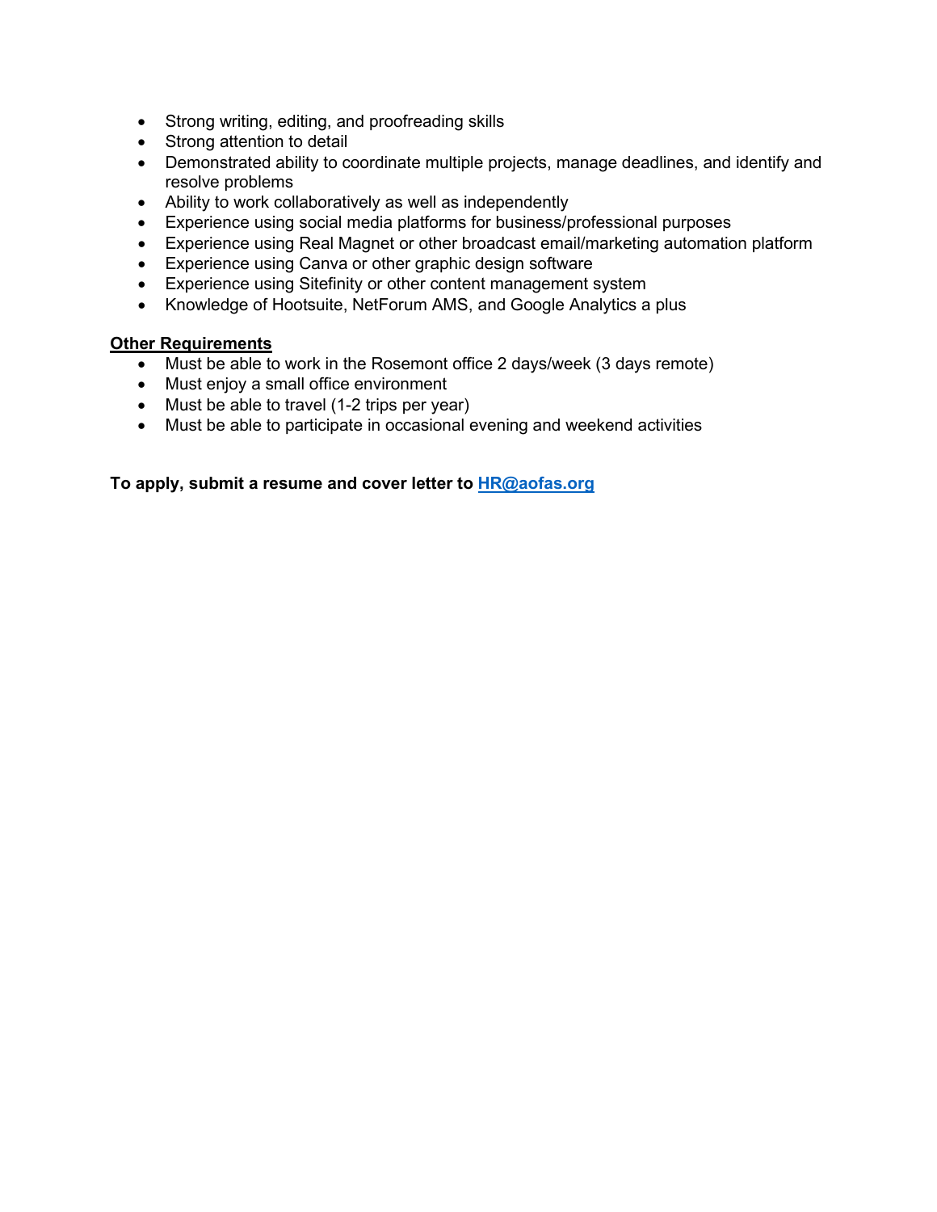- Strong writing, editing, and proofreading skills
- Strong attention to detail
- Demonstrated ability to coordinate multiple projects, manage deadlines, and identify and resolve problems
- Ability to work collaboratively as well as independently
- Experience using social media platforms for business/professional purposes
- Experience using Real Magnet or other broadcast email/marketing automation platform
- Experience using Canva or other graphic design software
- Experience using Sitefinity or other content management system
- Knowledge of Hootsuite, NetForum AMS, and Google Analytics a plus

**Other Requirements**

- Must be able to work in the Rosemont office 2 days/week (3 days remote)
- Must enjoy a small office environment
- Must be able to travel (1-2 trips per year)
- Must be able to participate in occasional evening and weekend activities

**To apply, submit a resume and cover letter to HR@aofas.org**